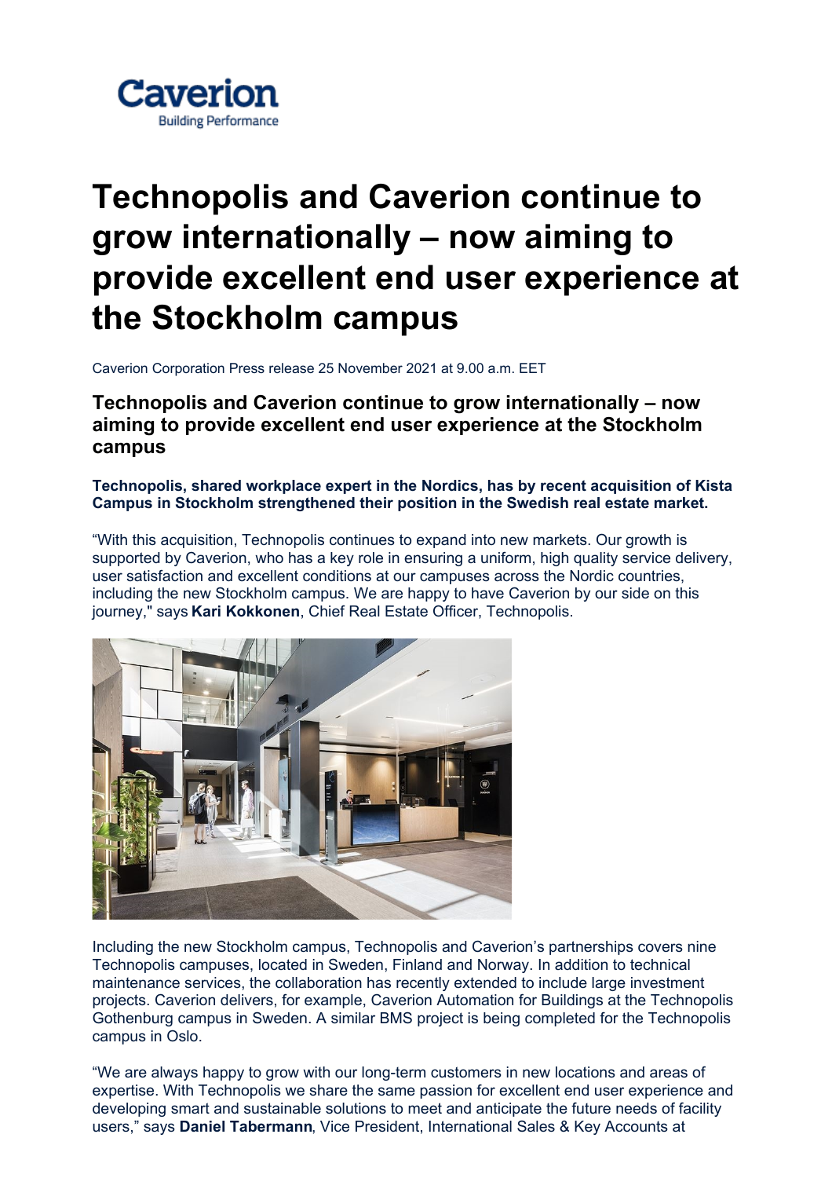# Technopolis and Caverion continue to grow internationally – now aiming to provide excellent end user experience at the Stockholm campus

Caverion Corporation Press release 25 November 2021 at 9.00 a.m. EET

## Technopolis and Caverion continue to grow internationally – now aiming to provide excellent end user experience at the Stockholm campus

**Technopolis, shared workplace expert in the Nordics, has by recent acquisition of Kista Campus in Stockholm strengthened their position in the Swedish real estate market.**

"With this acquisition, Technopolis continues to expand into new markets. Our growth is supported by Caverion, who has a key role in ensuring a uniform, high quality service delivery, user satisfaction and excellent conditions at our campuses across the Nordic countries, including the new Stockholm campus. We are happy to have Caverion by our side on this journey," says **Kari Kokkonen**, Chief Real Estate Officer, Technopolis.

Including the new Stockholm campus, Technopolis and Caverion's partnerships covers nine Technopolis campuses, located in Sweden, Finland and Norway. In addition to technical maintenance services, the collaboration has recently extended to include large investment projects. Caverion delivers, for example, Caverion Automation for Buildings at the Technopolis Gothenburg campus in Sweden. A similar BMS project is being completed for the Technopolis campus in Oslo.

"We are always happy to grow with our long-term customers in new locations and areas of expertise. With Technopolis we share the same passion for excellent end user experience and developing smart and sustainable solutions to meet and anticipate the future needs of facility users," says **Daniel Tabermann**, Vice President, International Sales & Key Accounts at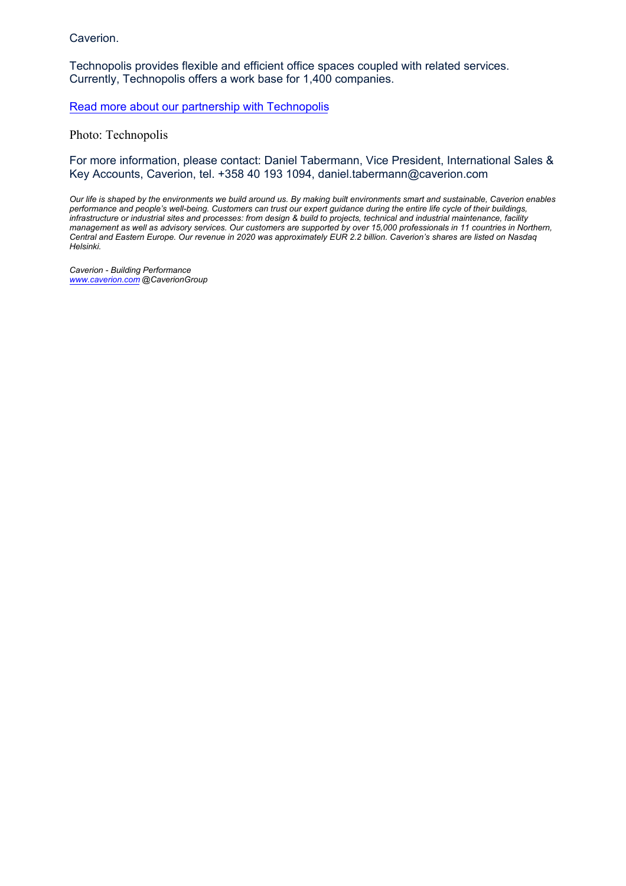Caverion.

Technopolis provides flexible and efficient office spaces coupled with related services. Currently, Technopolis offers a work base for 1,400 companies.

[Read more about our partnership with Technopolis]

Photo: Technopolis

For more information, please contact: Daniel Tabermann, Vice President, International Sales & Key Accounts, Caverion, tel. +358 40 193 1094, daniel.tabermann@caverion.com

*Our life is shaped by the environments we build around us. By making built environments smart and sustainable, Caverion enables performance and people's well-being. Customers can trust our expert guidance during the entire life cycle of their buildings, infrastructure or industrial sites and processes: from design & build to projects, technical and industrial maintenance, facility management as well as advisory services. Our customers are supported by over 15,000 professionals in 11 countries in Northern, Central and Eastern Europe. Our revenue in 2020 was approximately EUR 2.2 billion. Caverion's shares are listed on Nasdaq Helsinki.*

*Caverion - Building Performance*
*www.caverion.com @CaverionGroup*